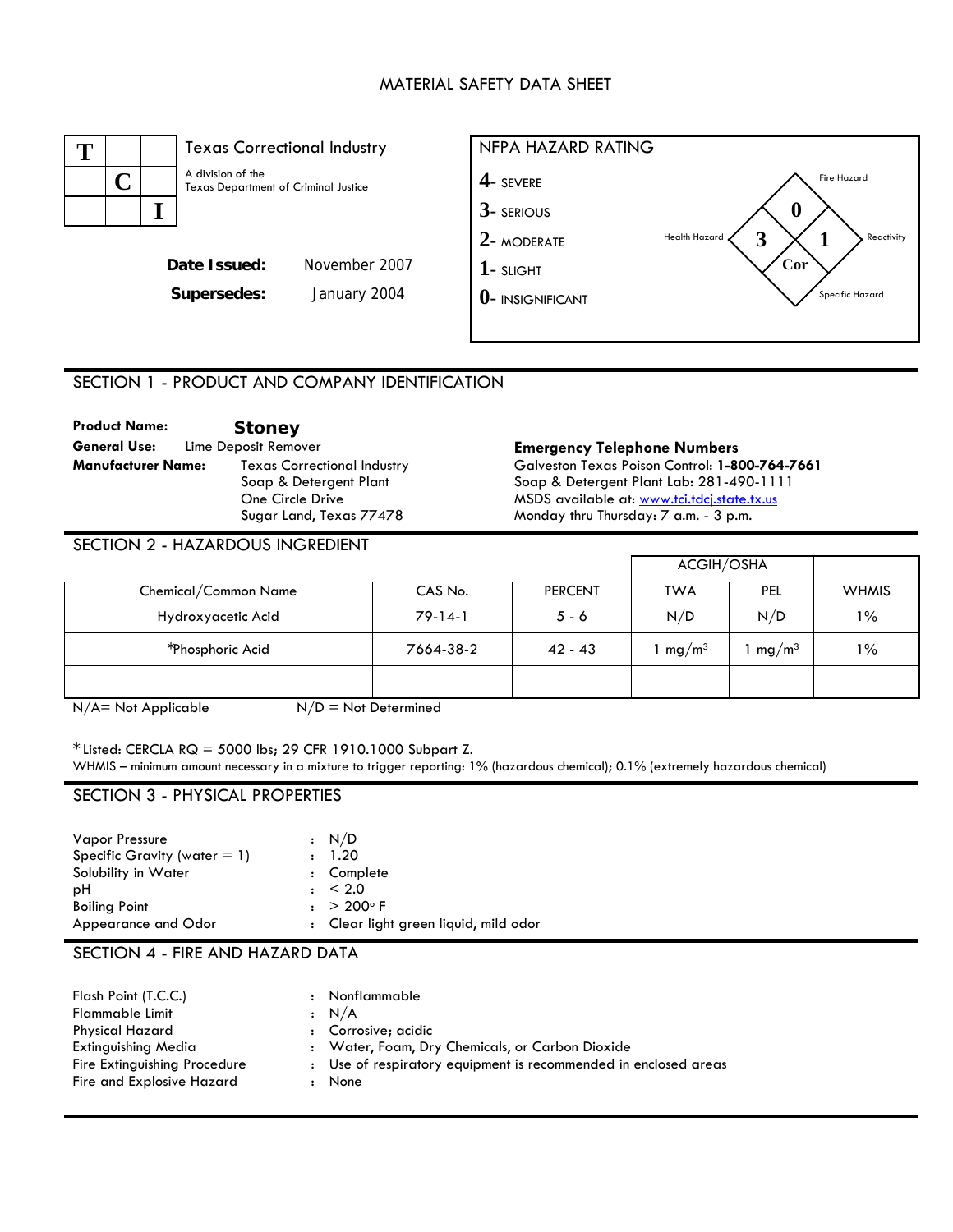# MATERIAL SAFETY DATA SHEET

**T C I**

Texas Correctional Industry

A division of the
Texas Department of Criminal Justice

**Date Issued:** November 2007

**Supersedes:** January 2004

**NFPA HAZARD RATING**

4- SEVERE
3- SERIOUS
2- MODERATE
1- SLIGHT
0- INSIGNIFICANT

Fire Hazard: 0
Health Hazard: 3
Reactivity: 1
Specific Hazard: Cor

## SECTION 1 - PRODUCT AND COMPANY IDENTIFICATION

**Product Name:** **Stoney**

**General Use:** Lime Deposit Remover

**Manufacturer Name:** Texas Correctional Industry
Soap & Detergent Plant
One Circle Drive
Sugar Land, Texas 77478

**Emergency Telephone Numbers**
Galveston Texas Poison Control: **1-800-764-7661**
Soap & Detergent Plant Lab: 281-490-1111
MSDS available at: www.tci.tdcj.state.tx.us
Monday thru Thursday: 7 a.m. - 3 p.m.

## SECTION 2 - HAZARDOUS INGREDIENT

| Chemical/Common Name | CAS No. | PERCENT | ACGIH/OSHA TWA | ACGIH/OSHA PEL | WHMIS |
|---|---|---|---|---|---|
| Hydroxyacetic Acid | 79-14-1 | 5 - 6 | N/D | N/D | 1% |
| *Phosphoric Acid | 7664-38-2 | 42 - 43 | 1 mg/m$^3$ | 1 mg/m$^3$ | 1% |
| | | | | | |

N/A= Not Applicable    N/D = Not Determined

*Listed: CERCLA RQ = 5000 lbs; 29 CFR 1910.1000 Subpart Z.
WHMIS – minimum amount necessary in a mixture to trigger reporting: 1% (hazardous chemical); 0.1% (extremely hazardous chemical)

## SECTION 3 - PHYSICAL PROPERTIES

| | |
|---|---|
| Vapor Pressure | : N/D |
| Specific Gravity (water = 1) | : 1.20 |
| Solubility in Water | : Complete |
| pH | : < 2.0 |
| Boiling Point | : > 200° F |
| Appearance and Odor | : Clear light green liquid, mild odor |

## SECTION 4 - FIRE AND HAZARD DATA

| | |
|---|---|
| Flash Point (T.C.C.) | : Nonflammable |
| Flammable Limit | : N/A |
| Physical Hazard | : Corrosive; acidic |
| Extinguishing Media | : Water, Foam, Dry Chemicals, or Carbon Dioxide |
| Fire Extinguishing Procedure | : Use of respiratory equipment is recommended in enclosed areas |
| Fire and Explosive Hazard | : None |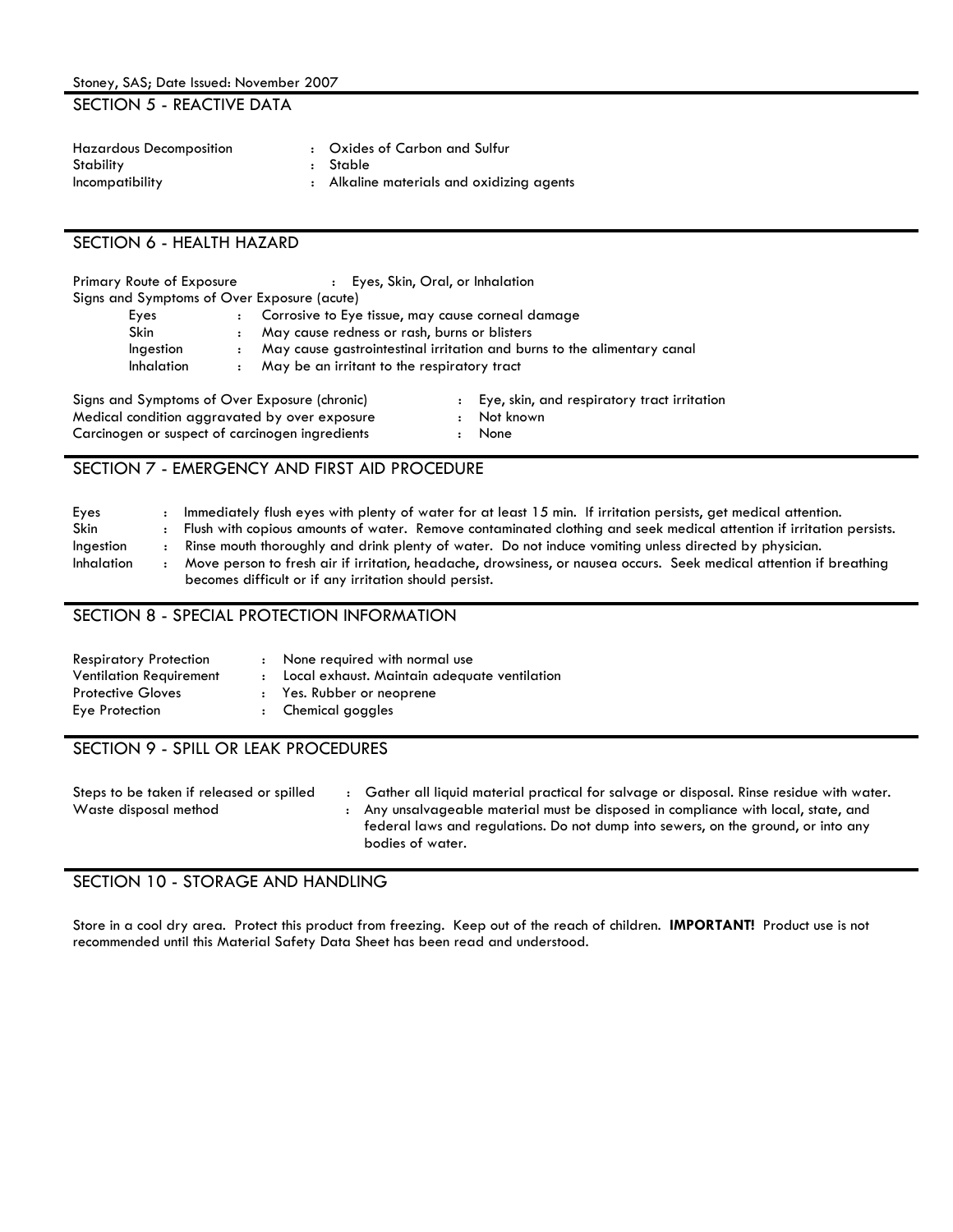## SECTION 5 - REACTIVE DATA

| | | |
|---|---|---|
| Hazardous Decomposition | : | Oxides of Carbon and Sulfur |
| Stability | : | Stable |
| Incompatibility | : | Alkaline materials and oxidizing agents |

## SECTION 6 - HEALTH HAZARD

Primary Route of Exposure : Eyes, Skin, Oral, or Inhalation

Signs and Symptoms of Over Exposure (acute)

| | | |
|---|---|---|
| Eyes | : | Corrosive to Eye tissue, may cause corneal damage |
| Skin | : | May cause redness or rash, burns or blisters |
| Ingestion | : | May cause gastrointestinal irritation and burns to the alimentary canal |
| Inhalation | : | May be an irritant to the respiratory tract |

| | | |
|---|---|---|
| Signs and Symptoms of Over Exposure (chronic) | : | Eye, skin, and respiratory tract irritation |
| Medical condition aggravated by over exposure | : | Not known |
| Carcinogen or suspect of carcinogen ingredients | : | None |

## SECTION 7 - EMERGENCY AND FIRST AID PROCEDURE

| | | |
|---|---|---|
| Eyes | : | Immediately flush eyes with plenty of water for at least 15 min. If irritation persists, get medical attention. |
| Skin | : | Flush with copious amounts of water. Remove contaminated clothing and seek medical attention if irritation persists. |
| Ingestion | : | Rinse mouth thoroughly and drink plenty of water. Do not induce vomiting unless directed by physician. |
| Inhalation | : | Move person to fresh air if irritation, headache, drowsiness, or nausea occurs. Seek medical attention if breathing becomes difficult or if any irritation should persist. |

## SECTION 8 - SPECIAL PROTECTION INFORMATION

| | | |
|---|---|---|
| Respiratory Protection | : | None required with normal use |
| Ventilation Requirement | : | Local exhaust. Maintain adequate ventilation |
| Protective Gloves | : | Yes. Rubber or neoprene |
| Eye Protection | : | Chemical goggles |

## SECTION 9 - SPILL OR LEAK PROCEDURES

| | | |
|---|---|---|
| Steps to be taken if released or spilled | : | Gather all liquid material practical for salvage or disposal. Rinse residue with water. |
| Waste disposal method | : | Any unsalvageable material must be disposed in compliance with local, state, and federal laws and regulations. Do not dump into sewers, on the ground, or into any bodies of water. |

## SECTION 10 - STORAGE AND HANDLING

Store in a cool dry area. Protect this product from freezing. Keep out of the reach of children. **IMPORTANT!** Product use is not recommended until this Material Safety Data Sheet has been read and understood.